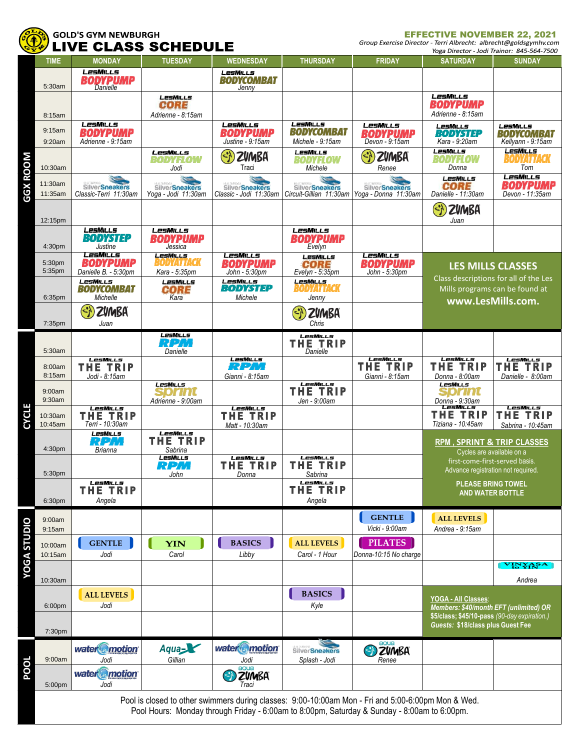# GOLD'S GYM NEWBURGH
## LIVE CLASS SCHEDULE

**EFFECTIVE NOVEMBER 22, 2021**

*Group Exercise Director - Terri Albrecht: albrecht@goldsgymhv.com*
*Yoga Director - Jodi Trainor: 845-564-7500*

### GGX ROOM

| TIME | MONDAY | TUESDAY | WEDNESDAY | THURSDAY | FRIDAY | SATURDAY | SUNDAY |
|---|---|---|---|---|---|---|---|
| 5:30am | LesMills BODYPUMP Danielle | | LesMills BODYCOMBAT Jenny | | | | |
| 8:15am | | LesMills CORE Adrienne - 8:15am | | | | LesMills BODYPUMP Adrienne - 8:15am | |
| 9:15am / 9:20am | LesMills BODYPUMP Adrienne - 9:15am | | LesMills BODYPUMP Justine - 9:15am | LesMills BODYCOMBAT Michele - 9:15am | LesMills BODYPUMP Devon - 9:15am | LesMills BODYSTEP Kara - 9:20am | LesMills BODYCOMBAT Kellyann - 9:15am |
| 10:30am | | LesMills BODYFLOW Jodi | ZUMBA Traci | LesMills BODYFLOW Michele | ZUMBA Renee | LesMills BODYFLOW Donna | LesMills BODYATTACK Tom |
| 11:30am / 11:35am | SilverSneakers Classic-Terri 11:30am | SilverSneakers Yoga - Jodi 11:30am | SilverSneakers Classic - Jodi 11:30am | SilverSneakers Circuit-Gillian 11:30am | SilverSneakers Yoga - Donna 11:30am | LesMills CORE Danielle - 11:30am | LesMills BODYPUMP Devon - 11:35am |
| 12:15pm | | | | | | ZUMBA Juan | |
| 4:30pm | LesMills BODYSTEP Justine | LesMills BODYPUMP Jessica | | LesMills BODYPUMP Evelyn | | | |
| 5:30pm / 5:35pm | LesMills BODYPUMP Danielle B. - 5:30pm | LesMills BODYATTACK Kara - 5:35pm | LesMills BODYPUMP John - 5:30pm | LesMills CORE Evelyn - 5:35pm | LesMills BODYPUMP John - 5:30pm | **LES MILLS CLASSES** Class descriptions for all of the Les Mills programs can be found at **www.LesMills.com.** | |
| 6:35pm | LesMills BODYCOMBAT Michelle | LesMills CORE Kara | LesMills BODYSTEP Michele | LesMills BODYATTACK Jenny | | | |
| 7:35pm | ZUMBA Juan | | | ZUMBA Chris | | | |

### CYCLE

| TIME | MONDAY | TUESDAY | WEDNESDAY | THURSDAY | FRIDAY | SATURDAY | SUNDAY |
|---|---|---|---|---|---|---|---|
| 5:30am | | LesMills RPM Danielle | | LesMills THE TRIP Danielle | | | |
| 8:00am / 8:15am | LesMills THE TRIP Jodi - 8:15am | | LesMills RPM Gianni - 8:15am | | LesMills THE TRIP Gianni - 8:15am | LesMills THE TRIP Donna - 8:00am | LesMills THE TRIP Danielle - 8:00am |
| 9:00am / 9:30am | | LesMills sprint Adrienne - 9:00am | | LesMills THE TRIP Jen - 9:00am | | LesMills sprint Donna - 9:30am | |
| 10:30am / 10:45am | LesMills THE TRIP Terri - 10:30am | | LesMills THE TRIP Matt - 10:30am | | | LesMills THE TRIP Tiziana - 10:45am | LesMills THE TRIP Sabrina - 10:45am |
| 4:30pm | LesMills RPM Brianna | LesMills THE TRIP Sabrina | | | | **RPM , SPRINT & TRIP CLASSES** Cycles are available on a first-come-first-served basis. Advance registration not required. **PLEASE BRING TOWEL AND WATER BOTTLE** | |
| 5:30pm | | LesMills RPM John | LesMills THE TRIP Donna | LesMills THE TRIP Sabrina | | | |
| 6:30pm | LesMills THE TRIP Angela | | | LesMills THE TRIP Angela | | | |

### YOGA STUDIO

| TIME | MONDAY | TUESDAY | WEDNESDAY | THURSDAY | FRIDAY | SATURDAY | SUNDAY |
|---|---|---|---|---|---|---|---|
| 9:00am / 9:15am | | | | | GENTLE Vicki - 9:00am | ALL LEVELS Andrea - 9:15am | |
| 10:00am / 10:15am | GENTLE Jodi | YIN Carol | BASICS Libby | ALL LEVELS Carol - 1 Hour | PILATES Donna-10:15 No charge | | |
| 10:30am | | | | | | | VINYASA to YIN Andrea |
| 6:00pm | ALL LEVELS Jodi | | | BASICS Kyle | | **YOGA - All Classes**: ***Members: $40/month EFT (unlimited) OR $5/class; $45/10-pass*** *(90-day expiration.)* ***Guests: $18/class plus Guest Fee*** | |
| 7:30pm | | | | | | | |

### POOL

| TIME | MONDAY | TUESDAY | WEDNESDAY | THURSDAY | FRIDAY | SATURDAY | SUNDAY |
|---|---|---|---|---|---|---|---|
| 9:00am | water motion Jodi | Aqua-X Gillian | water motion Jodi | SilverSneakers Splash - Jodi | aqua ZUMBA Renee | | |
| 5:00pm | water motion Jodi | | aqua ZUMBA Traci | | | | |

Pool is closed to other swimmers during classes: 9:00-10:00am Mon - Fri and 5:00-6:00pm Mon & Wed.
Pool Hours: Monday through Friday - 6:00am to 8:00pm, Saturday & Sunday - 8:00am to 6:00pm.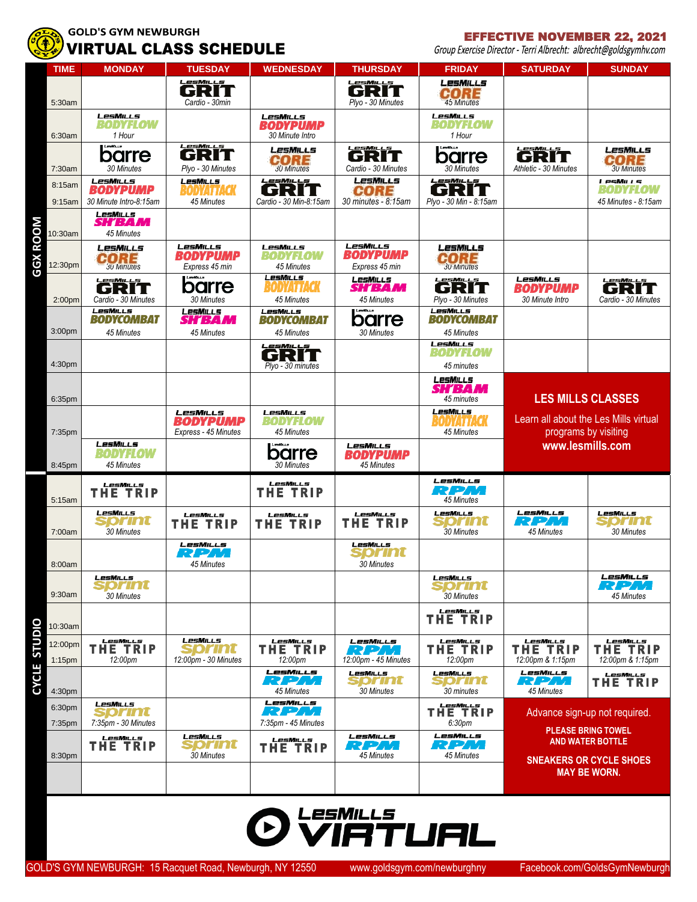GOLD'S GYM NEWBURGH

# VIRTUAL CLASS SCHEDULE

**EFFECTIVE NOVEMBER 22, 2021**

*Group Exercise Director - Terri Albrecht: albrecht@goldsgymhv.com*

## GGX ROOM

| TIME | MONDAY | TUESDAY | WEDNESDAY | THURSDAY | FRIDAY | SATURDAY | SUNDAY |
|---|---|---|---|---|---|---|---|
| 5:30am | | LesMills GRIT Cardio - 30min | | LesMills GRIT Plyo - 30 Minutes | LesMills CORE 45 Minutes | | |
| 6:30am | LesMills BODYFLOW 1 Hour | | LesMills BODYPUMP 30 Minute Intro | | LesMills BODYFLOW 1 Hour | | |
| 7:30am | barre 30 Minutes | LesMills GRIT Plyo - 30 Minutes | LesMills CORE 30 Minutes | LesMills GRIT Cardio - 30 Minutes | barre 30 Minutes | LesMills GRIT Athletic - 30 Minutes | LesMills CORE 30 Minutes |
| 8:15am / 9:15am | LesMills BODYPUMP 30 Minute Intro-8:15am | LesMills BODYATTACK 45 Minutes | LesMills GRIT Cardio - 30 Min-8:15am | LesMills CORE 30 minutes - 8:15am | LesMills GRIT Plyo - 30 Min - 8:15am | | LesMills BODYFLOW 45 Minutes - 8:15am |
| 10:30am | LesMills SH'BAM 45 Minutes | | | | | | |
| 12:30pm | LesMills CORE 30 Minutes | LesMills BODYPUMP Express 45 min | LesMills BODYFLOW 45 Minutes | LesMills BODYPUMP Express 45 min | LesMills CORE 30 Minutes | | |
| 2:00pm | LesMills GRIT Cardio - 30 Minutes | barre 30 Minutes | LesMills BODYATTACK 45 Minutes | LesMills SH'BAM 45 Minutes | LesMills GRIT Plyo - 30 Minutes | LesMills BODYPUMP 30 Minute Intro | LesMills GRIT Cardio - 30 Minutes |
| 3:00pm | LesMills BODYCOMBAT 45 Minutes | LesMills SH'BAM 45 Minutes | LesMills BODYCOMBAT 45 Minutes | barre 30 Minutes | LesMills BODYCOMBAT 45 Minutes | | |
| 4:30pm | | | LesMills GRIT Plyo - 30 minutes | | LesMills BODYFLOW 45 minutes | | |
| 6:35pm | | | | | LesMills SH'BAM 45 minutes | | |
| 7:35pm | | LesMills BODYPUMP Express - 45 Minutes | LesMills BODYFLOW 45 Minutes | | LesMills BODYATTACK 45 Minutes | | |
| 8:45pm | LesMills BODYFLOW 45 Minutes | | barre 30 Minutes | LesMills BODYPUMP 45 Minutes | | | |

**LES MILLS CLASSES**

Learn all about the Les Mills virtual programs by visiting **www.lesmills.com**

## CYCLE STUDIO

| TIME | MONDAY | TUESDAY | WEDNESDAY | THURSDAY | FRIDAY | SATURDAY | SUNDAY |
|---|---|---|---|---|---|---|---|
| 5:15am | LesMills THE TRIP | | LesMills THE TRIP | | LesMills RPM 45 Minutes | | |
| 7:00am | LesMills Sprint 30 Minutes | LesMills THE TRIP | LesMills THE TRIP | LesMills THE TRIP | LesMills Sprint 30 Minutes | LesMills RPM 45 Minutes | LesMills Sprint 30 Minutes |
| 8:00am | | LesMills RPM 45 Minutes | | LesMills Sprint 30 Minutes | | | |
| 9:30am | LesMills Sprint 30 Minutes | | | | LesMills Sprint 30 Minutes | | LesMills RPM 45 Minutes |
| 10:30am | | | | | LesMills THE TRIP | | |
| 12:00pm / 1:15pm | LesMills THE TRIP 12:00pm | LesMills Sprint 12:00pm - 30 Minutes | LesMills THE TRIP 12:00pm | LesMills RPM 12:00pm - 45 Minutes | LesMills THE TRIP 12:00pm | LesMills THE TRIP 12:00pm & 1:15pm | LesMills THE TRIP 12:00pm & 1:15pm |
| 4:30pm | | | LesMills RPM 45 Minutes | LesMills Sprint 30 Minutes | LesMills Sprint 30 minutes | LesMills RPM 45 Minutes | LesMills THE TRIP |
| 6:30pm / 7:35pm | LesMills Sprint 7:35pm - 30 Minutes | | LesMills RPM 7:35pm - 45 Minutes | | LesMills THE TRIP 6:30pm | | |
| 8:30pm | LesMills THE TRIP | LesMills Sprint 30 Minutes | LesMills THE TRIP | LesMills RPM 45 Minutes | LesMills RPM 45 Minutes | | |

Advance sign-up not required.

**PLEASE BRING TOWEL AND WATER BOTTLE**

**SNEAKERS OR CYCLE SHOES MAY BE WORN.**

LesMills VIRTUAL

GOLD'S GYM NEWBURGH: 15 Racquet Road, Newburgh, NY 12550 | www.goldsgym.com/newburghny | Facebook.com/GoldsGymNewburgh